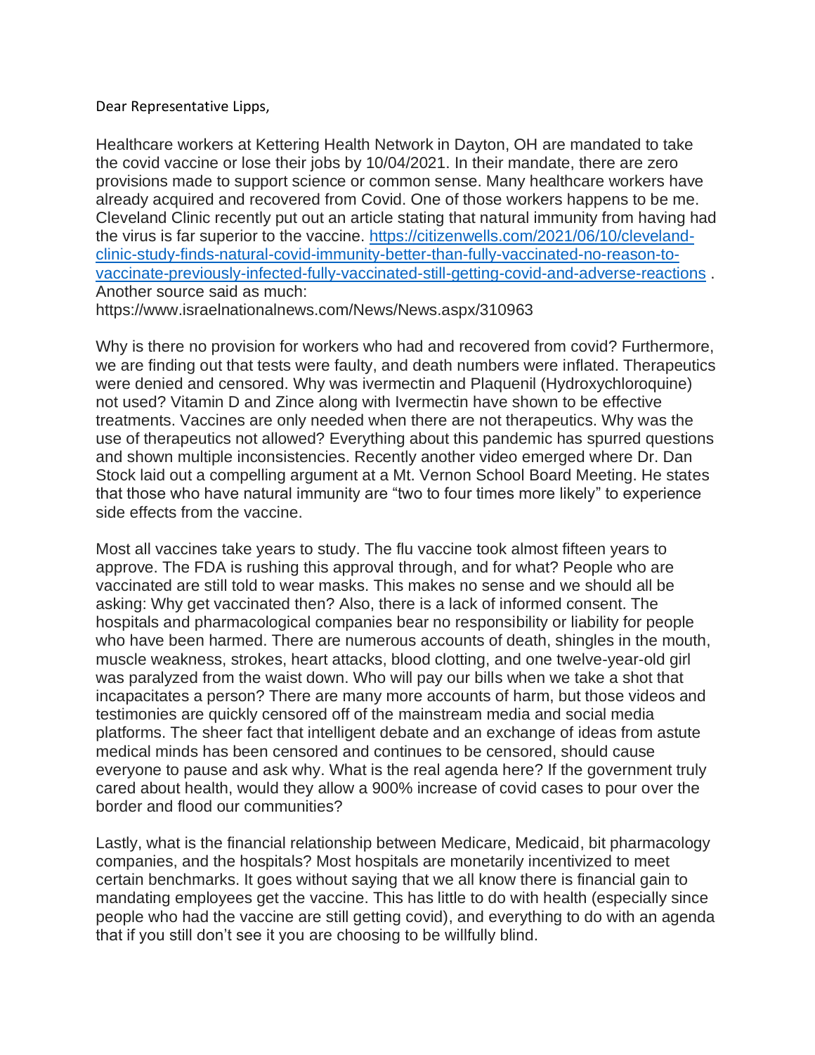Dear Representative Lipps,

Healthcare workers at Kettering Health Network in Dayton, OH are mandated to take the covid vaccine or lose their jobs by 10/04/2021. In their mandate, there are zero provisions made to support science or common sense. Many healthcare workers have already acquired and recovered from Covid. One of those workers happens to be me. Cleveland Clinic recently put out an article stating that natural immunity from having had the virus is far superior to the vaccine. [https://citizenwells.com/2021/06/10/cleveland-clinic-study-finds-natural-covid-immunity-better-than-fully-vaccinated-no-reason-to-vaccinate-previously-infected-fully-vaccinated-still-getting-covid-and-adverse-reactions](https://citizenwells.com/2021/06/10/cleveland-clinic-study-finds-natural-covid-immunity-better-than-fully-vaccinated-no-reason-to-vaccinate-previously-infected-fully-vaccinated-still-getting-covid-and-adverse-reactions) . Another source said as much: https://www.israelnationalnews.com/News/News.aspx/310963

Why is there no provision for workers who had and recovered from covid? Furthermore, we are finding out that tests were faulty, and death numbers were inflated. Therapeutics were denied and censored. Why was ivermectin and Plaquenil (Hydroxychloroquine) not used? Vitamin D and Zince along with Ivermectin have shown to be effective treatments. Vaccines are only needed when there are not therapeutics. Why was the use of therapeutics not allowed? Everything about this pandemic has spurred questions and shown multiple inconsistencies. Recently another video emerged where Dr. Dan Stock laid out a compelling argument at a Mt. Vernon School Board Meeting. He states that those who have natural immunity are "two to four times more likely" to experience side effects from the vaccine.

Most all vaccines take years to study. The flu vaccine took almost fifteen years to approve. The FDA is rushing this approval through, and for what? People who are vaccinated are still told to wear masks. This makes no sense and we should all be asking: Why get vaccinated then? Also, there is a lack of informed consent. The hospitals and pharmacological companies bear no responsibility or liability for people who have been harmed. There are numerous accounts of death, shingles in the mouth, muscle weakness, strokes, heart attacks, blood clotting, and one twelve-year-old girl was paralyzed from the waist down. Who will pay our bills when we take a shot that incapacitates a person? There are many more accounts of harm, but those videos and testimonies are quickly censored off of the mainstream media and social media platforms. The sheer fact that intelligent debate and an exchange of ideas from astute medical minds has been censored and continues to be censored, should cause everyone to pause and ask why. What is the real agenda here? If the government truly cared about health, would they allow a 900% increase of covid cases to pour over the border and flood our communities?

Lastly, what is the financial relationship between Medicare, Medicaid, bit pharmacology companies, and the hospitals? Most hospitals are monetarily incentivized to meet certain benchmarks. It goes without saying that we all know there is financial gain to mandating employees get the vaccine. This has little to do with health (especially since people who had the vaccine are still getting covid), and everything to do with an agenda that if you still don't see it you are choosing to be willfully blind.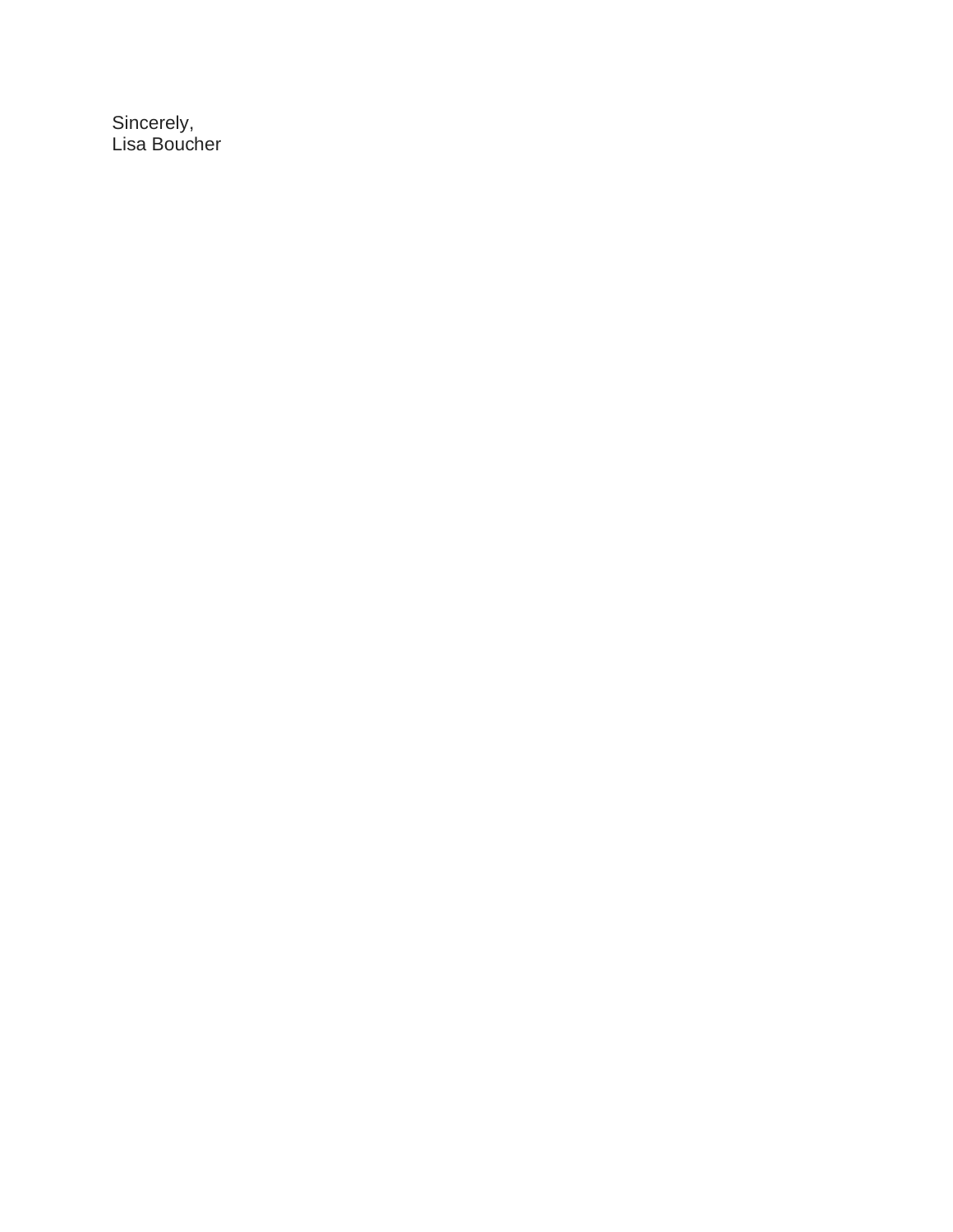Sincerely,
Lisa Boucher